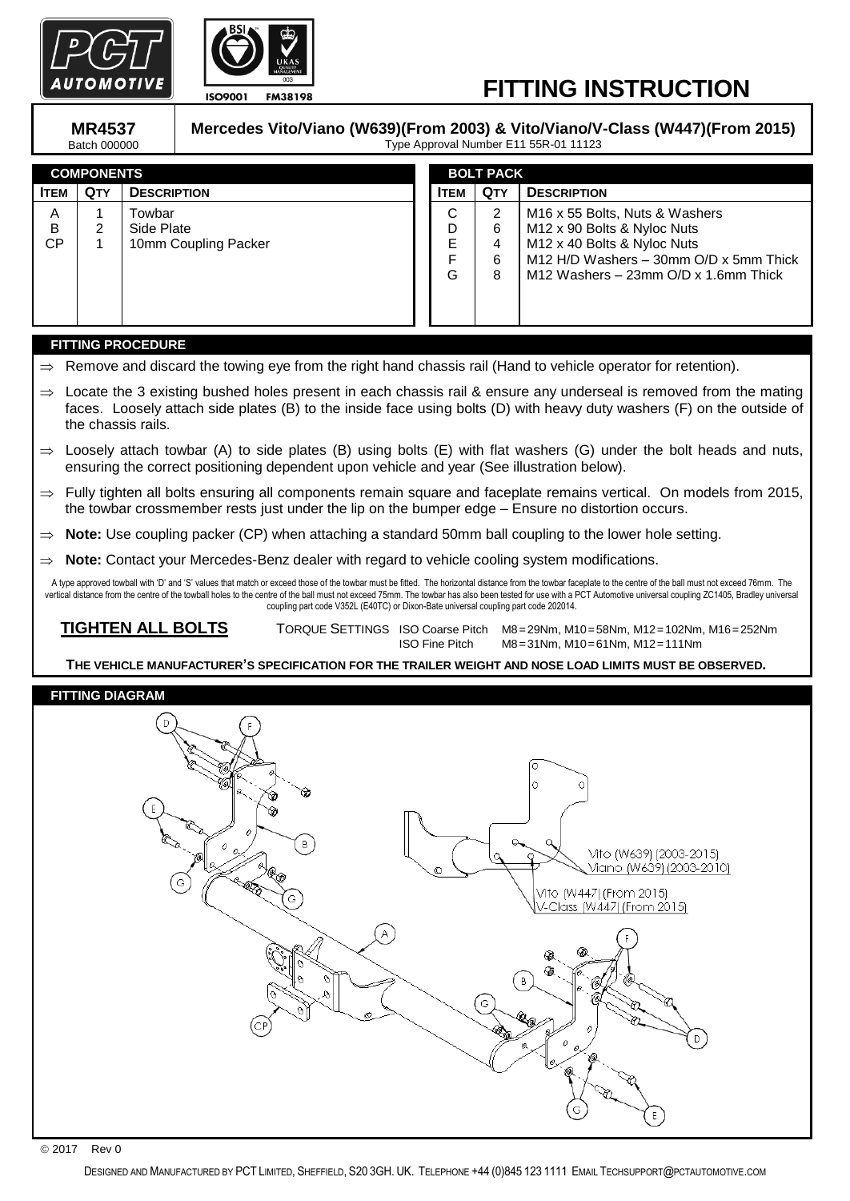# FITTING INSTRUCTION

**MR4537**
Batch 000000

**Mercedes Vito/Viano (W639)(From 2003) & Vito/Viano/V-Class (W447)(From 2015)**
Type Approval Number E11 55R-01 11123

## COMPONENTS

| ITEM | QTY | DESCRIPTION |
|---|---|---|
| A | 1 | Towbar |
| B | 2 | Side Plate |
| CP | 1 | 10mm Coupling Packer |

## BOLT PACK

| ITEM | QTY | DESCRIPTION |
|---|---|---|
| C | 2 | M16 x 55 Bolts, Nuts & Washers |
| D | 6 | M12 x 90 Bolts & Nyloc Nuts |
| E | 4 | M12 x 40 Bolts & Nyloc Nuts |
| F | 6 | M12 H/D Washers – 30mm O/D x 5mm Thick |
| G | 8 | M12 Washers – 23mm O/D x 1.6mm Thick |

## FITTING PROCEDURE

⇒ Remove and discard the towing eye from the right hand chassis rail (Hand to vehicle operator for retention).

⇒ Locate the 3 existing bushed holes present in each chassis rail & ensure any underseal is removed from the mating faces. Loosely attach side plates (B) to the inside face using bolts (D) with heavy duty washers (F) on the outside of the chassis rails.

⇒ Loosely attach towbar (A) to side plates (B) using bolts (E) with flat washers (G) under the bolt heads and nuts, ensuring the correct positioning dependent upon vehicle and year (See illustration below).

⇒ Fully tighten all bolts ensuring all components remain square and faceplate remains vertical. On models from 2015, the towbar crossmember rests just under the lip on the bumper edge – Ensure no distortion occurs.

⇒ **Note:** Use coupling packer (CP) when attaching a standard 50mm ball coupling to the lower hole setting.

⇒ **Note:** Contact your Mercedes-Benz dealer with regard to vehicle cooling system modifications.

A type approved towball with 'D' and 'S' values that match or exceed those of the towbar must be fitted. The horizontal distance from the towbar faceplate to the centre of the ball must not exceed 76mm. The vertical distance from the centre of the towball holes to the centre of the ball must not exceed 75mm. The towbar has also been tested for use with a PCT Automotive universal coupling ZC1405, Bradley universal coupling part code V352L (E40TC) or Dixon-Bate universal coupling part code 202014.

**TIGHTEN ALL BOLTS**

TORQUE SETTINGS ISO Coarse Pitch M8=29Nm, M10=58Nm, M12=102Nm, M16=252Nm
ISO Fine Pitch M8=31Nm, M10=61Nm, M12=111Nm

**THE VEHICLE MANUFACTURER'S SPECIFICATION FOR THE TRAILER WEIGHT AND NOSE LOAD LIMITS MUST BE OBSERVED.**

## FITTING DIAGRAM

Vito (W639) (2003-2015)
Viano (W639) (2003-2010)

Vito (W447) (From 2015)
V-Class (W447) (From 2015)

© 2017 Rev 0

DESIGNED AND MANUFACTURED BY PCT LIMITED, SHEFFIELD, S20 3GH. UK. TELEPHONE +44 (0)845 123 1111 EMAIL TECHSUPPORT@PCTAUTOMOTIVE.COM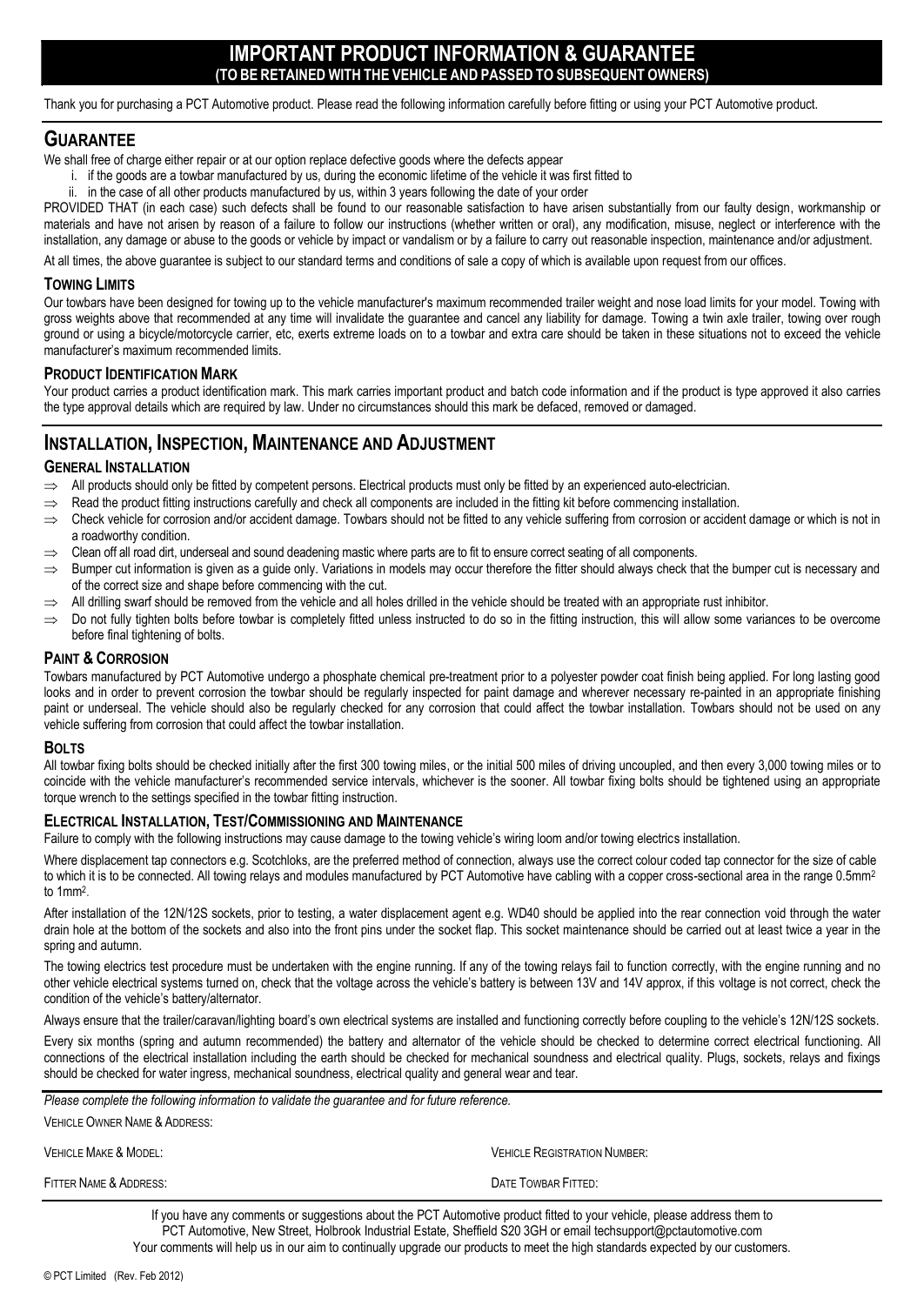# IMPORTANT PRODUCT INFORMATION & GUARANTEE
**(TO BE RETAINED WITH THE VEHICLE AND PASSED TO SUBSEQUENT OWNERS)**

Thank you for purchasing a PCT Automotive product. Please read the following information carefully before fitting or using your PCT Automotive product.

## GUARANTEE

We shall free of charge either repair or at our option replace defective goods where the defects appear

- i. if the goods are a towbar manufactured by us, during the economic lifetime of the vehicle it was first fitted to
- ii. in the case of all other products manufactured by us, within 3 years following the date of your order

PROVIDED THAT (in each case) such defects shall be found to our reasonable satisfaction to have arisen substantially from our faulty design, workmanship or materials and have not arisen by reason of a failure to follow our instructions (whether written or oral), any modification, misuse, neglect or interference with the installation, any damage or abuse to the goods or vehicle by impact or vandalism or by a failure to carry out reasonable inspection, maintenance and/or adjustment.

At all times, the above guarantee is subject to our standard terms and conditions of sale a copy of which is available upon request from our offices.

### TOWING LIMITS

Our towbars have been designed for towing up to the vehicle manufacturer's maximum recommended trailer weight and nose load limits for your model. Towing with gross weights above that recommended at any time will invalidate the guarantee and cancel any liability for damage. Towing a twin axle trailer, towing over rough ground or using a bicycle/motorcycle carrier, etc, exerts extreme loads on to a towbar and extra care should be taken in these situations not to exceed the vehicle manufacturer's maximum recommended limits.

### PRODUCT IDENTIFICATION MARK

Your product carries a product identification mark. This mark carries important product and batch code information and if the product is type approved it also carries the type approval details which are required by law. Under no circumstances should this mark be defaced, removed or damaged.

## INSTALLATION, INSPECTION, MAINTENANCE AND ADJUSTMENT

### GENERAL INSTALLATION

- ⇒ All products should only be fitted by competent persons. Electrical products must only be fitted by an experienced auto-electrician.
- ⇒ Read the product fitting instructions carefully and check all components are included in the fitting kit before commencing installation.
- ⇒ Check vehicle for corrosion and/or accident damage. Towbars should not be fitted to any vehicle suffering from corrosion or accident damage or which is not in a roadworthy condition.
- ⇒ Clean off all road dirt, underseal and sound deadening mastic where parts are to fit to ensure correct seating of all components.
- ⇒ Bumper cut information is given as a guide only. Variations in models may occur therefore the fitter should always check that the bumper cut is necessary and of the correct size and shape before commencing with the cut.
- ⇒ All drilling swarf should be removed from the vehicle and all holes drilled in the vehicle should be treated with an appropriate rust inhibitor.
- ⇒ Do not fully tighten bolts before towbar is completely fitted unless instructed to do so in the fitting instruction, this will allow some variances to be overcome before final tightening of bolts.

### PAINT & CORROSION

Towbars manufactured by PCT Automotive undergo a phosphate chemical pre-treatment prior to a polyester powder coat finish being applied. For long lasting good looks and in order to prevent corrosion the towbar should be regularly inspected for paint damage and wherever necessary re-painted in an appropriate finishing paint or underseal. The vehicle should also be regularly checked for any corrosion that could affect the towbar installation. Towbars should not be used on any vehicle suffering from corrosion that could affect the towbar installation.

### BOLTS

All towbar fixing bolts should be checked initially after the first 300 towing miles, or the initial 500 miles of driving uncoupled, and then every 3,000 towing miles or to coincide with the vehicle manufacturer's recommended service intervals, whichever is the sooner. All towbar fixing bolts should be tightened using an appropriate torque wrench to the settings specified in the towbar fitting instruction.

### ELECTRICAL INSTALLATION, TEST/COMMISSIONING AND MAINTENANCE

Failure to comply with the following instructions may cause damage to the towing vehicle's wiring loom and/or towing electrics installation.

Where displacement tap connectors e.g. Scotchloks, are the preferred method of connection, always use the correct colour coded tap connector for the size of cable to which it is to be connected. All towing relays and modules manufactured by PCT Automotive have cabling with a copper cross-sectional area in the range 0.5mm$^2$ to 1mm$^2$.

After installation of the 12N/12S sockets, prior to testing, a water displacement agent e.g. WD40 should be applied into the rear connection void through the water drain hole at the bottom of the sockets and also into the front pins under the socket flap. This socket maintenance should be carried out at least twice a year in the spring and autumn.

The towing electrics test procedure must be undertaken with the engine running. If any of the towing relays fail to function correctly, with the engine running and no other vehicle electrical systems turned on, check that the voltage across the vehicle's battery is between 13V and 14V approx, if this voltage is not correct, check the condition of the vehicle's battery/alternator.

Always ensure that the trailer/caravan/lighting board's own electrical systems are installed and functioning correctly before coupling to the vehicle's 12N/12S sockets.

Every six months (spring and autumn recommended) the battery and alternator of the vehicle should be checked to determine correct electrical functioning. All connections of the electrical installation including the earth should be checked for mechanical soundness and electrical quality. Plugs, sockets, relays and fixings should be checked for water ingress, mechanical soundness, electrical quality and general wear and tear.

*Please complete the following information to validate the guarantee and for future reference.*

VEHICLE OWNER NAME & ADDRESS:

VEHICLE MAKE & MODEL:

VEHICLE REGISTRATION NUMBER:

FITTER NAME & ADDRESS:

DATE TOWBAR FITTED:

If you have any comments or suggestions about the PCT Automotive product fitted to your vehicle, please address them to PCT Automotive, New Street, Holbrook Industrial Estate, Sheffield S20 3GH or email techsupport@pctautomotive.com

Your comments will help us in our aim to continually upgrade our products to meet the high standards expected by our customers.

© PCT Limited (Rev. Feb 2012)